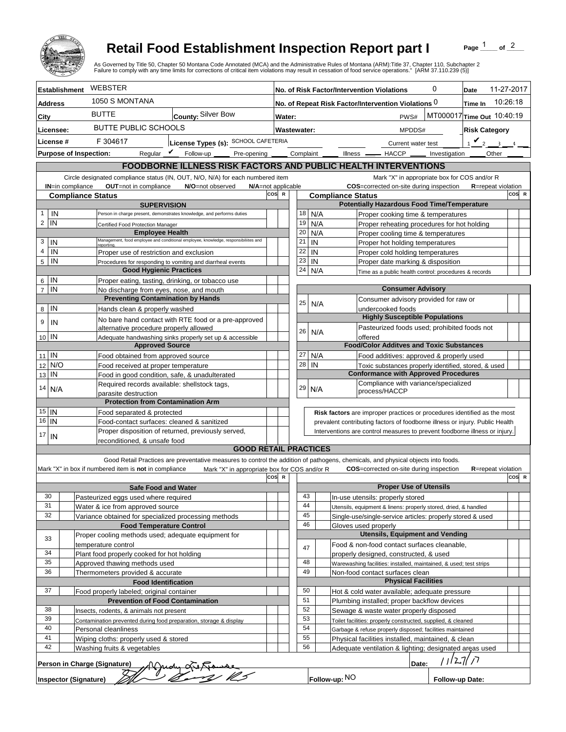# Retail Food Establishment Inspection Report part I

As Governed by Title 50, Chapter 50 Montana Code Annotated (MCA) and the Administrative Rules of Montana (ARM):Title 37, Chapter 110, Subchapter 2
Failure to comply with any time limits for corrections of critical item violations may result in cessation of food service operations." [ARM 37.110.239 (5)]

| | | | |
|---|---|---|---|
| **Establishment** WEBSTER | | **No. of Risk Factor/Intervention Violations** 0 | **Date** 11-27-2017 |
| **Address** 1050 S MONTANA | | **No. of Repeat Risk Factor/Intervention Violations** 0 | **Time In** 10:26:18 |
| **City** BUTTE | **County:** Silver Bow | **Water:** PWS# MT000017 | **Time Out** 10:40:19 |
| **Licensee:** BUTTE PUBLIC SCHOOLS | | **Wastewater:** MPDDS# | **Risk Category** |
| **License #** F 304617 | **License Types (s):** SCHOOL CAFETERIA | Current water test | 1 ✔ 2 3 4 |

**Purpose of Inspection:** Regular ✔ Follow-up ___ Pre-opening ___ Complaint ___ Illness ___ HACCP ___ Investigation ___ Other ___

## FOODBORNE ILLNESS RISK FACTORS AND PUBLIC HEALTH INTERVENTIONS

Circle designated compliance status (IN, OUT, N/O, N/A) for each numbered item — **IN**=in compliance **OUT**=not in compliance **N/O**=not observed **N/A**=not applicable

Mark "X" in appropriate box for COS and/or R — **COS**=corrected on-site during inspection **R**=repeat violation

| # | Compliance Status | Item | COS | R |
|---|---|---|---|---|
| | | **SUPERVISION** | | |
| 1 | IN | Person in charge present, demonstrates knowledge, and performs duties | | |
| 2 | IN | Certified Food Protection Manager | | |
| | | **Employee Health** | | |
| 3 | IN | Management, food employee and conditional employee, knowledge, responsibilities and reporting. | | |
| 4 | IN | Proper use of restriction and exclusion | | |
| 5 | IN | Procedures for responding to vomiting and diarrheal events | | |
| | | **Good Hygienic Practices** | | |
| 6 | IN | Proper eating, tasting, drinking, or tobacco use | | |
| 7 | IN | No discharge from eyes, nose, and mouth | | |
| | | **Preventing Contamination by Hands** | | |
| 8 | IN | Hands clean & properly washed | | |
| 9 | IN | No bare hand contact with RTE food or a pre-approved alternative procedure properly allowed | | |
| 10 | IN | Adequate handwashing sinks properly set up & accessible | | |
| | | **Approved Source** | | |
| 11 | IN | Food obtained from approved source | | |
| 12 | N/O | Food received at proper temperature | | |
| 13 | IN | Food in good condition, safe, & unadulterated | | |
| 14 | N/A | Required records available: shellstock tags, parasite destruction | | |
| | | **Protection from Contamination Arm** | | |
| 15 | IN | Food separated & protected | | |
| 16 | IN | Food-contact surfaces: cleaned & sanitized | | |
| 17 | IN | Proper disposition of returned, previously served, reconditioned, & unsafe food | | |
| | | **Potentially Hazardous Food Time/Temperature** | | |
| 18 | N/A | Proper cooking time & temperatures | | |
| 19 | N/A | Proper reheating procedures for hot holding | | |
| 20 | N/A | Proper cooling time & temperatures | | |
| 21 | IN | Proper hot holding temperatures | | |
| 22 | IN | Proper cold holding temperatures | | |
| 23 | IN | Proper date marking & disposition | | |
| 24 | N/A | Time as a public health control: procedures & records | | |
| | | **Consumer Advisory** | | |
| 25 | N/A | Consumer advisory provided for raw or undercooked foods | | |
| | | **Highly Susceptible Populations** | | |
| 26 | N/A | Pasteurized foods used; prohibited foods not offered | | |
| | | **Food/Color Additves and Toxic Substances** | | |
| 27 | N/A | Food additives: approved & properly used | | |
| 28 | IN | Toxic substances properly identified, stored, & used | | |
| | | **Conformance with Approved Procedures** | | |
| 29 | N/A | Compliance with variance/specialized process/HACCP | | |

**Risk factors** are improper practices or procedures identified as the most prevalent contributing factors of foodborne illness or injury. Public Health Interventions are control measures to prevent foodborne illness or injury.

## GOOD RETAIL PRACTICES

Good Retail Practices are preventative measures to control the addition of pathogens, chemicals, and physical objects into foods.

Mark "X" in box if numbered item is **not** in compliance — Mark "X" in appropriate box for COS and/or R — **COS**=corrected on-site during inspection **R**=repeat violation

| # | X | Item | COS | R |
|---|---|---|---|---|
| | | **Safe Food and Water** | | |
| 30 | | Pasteurized eggs used where required | | |
| 31 | | Water & ice from approved source | | |
| 32 | | Variance obtained for specialized processing methods | | |
| | | **Food Temperature Control** | | |
| 33 | | Proper cooling methods used; adequate equipment for temperature control | | |
| 34 | | Plant food properly cooked for hot holding | | |
| 35 | | Approved thawing methods used | | |
| 36 | | Thermometers provided & accurate | | |
| | | **Food Identification** | | |
| 37 | | Food properly labeled; original container | | |
| | | **Prevention of Food Contamination** | | |
| 38 | | Insects, rodents, & animals not present | | |
| 39 | | Contamination prevented during food preparation, storage & display | | |
| 40 | | Personal cleanliness | | |
| 41 | | Wiping cloths: properly used & stored | | |
| 42 | | Washing fruits & vegetables | | |
| | | **Proper Use of Utensils** | | |
| 43 | | In-use utensils: properly stored | | |
| 44 | | Utensils, equipment & linens: properly stored, dried, & handled | | |
| 45 | | Single-use/single-service articles: properly stored & used | | |
| 46 | | Gloves used properly | | |
| | | **Utensils, Equipment and Vending** | | |
| 47 | | Food & non-food contact surfaces cleanable, properly designed, constructed, & used | | |
| 48 | | Warewashing facilities: installed, maintained, & used; test strips | | |
| 49 | | Non-food contact surfaces clean | | |
| | | **Physical Facilities** | | |
| 50 | | Hot & cold water available; adequate pressure | | |
| 51 | | Plumbing installed; proper backflow devices | | |
| 52 | | Sewage & waste water properly disposed | | |
| 53 | | Toilet facilities: properly constructed, supplied, & cleaned | | |
| 54 | | Garbage & refuse properly disposed; facilities maintained | | |
| 55 | | Physical facilities installed, maintained, & clean | | |
| 56 | | Adequate ventilation & lighting; designated areas used | | |

**Person in Charge (Signature)** [signature] **Date:** 11/27/17

**Inspector (Signature)** [signature] **Follow-up:** NO **Follow-up Date:**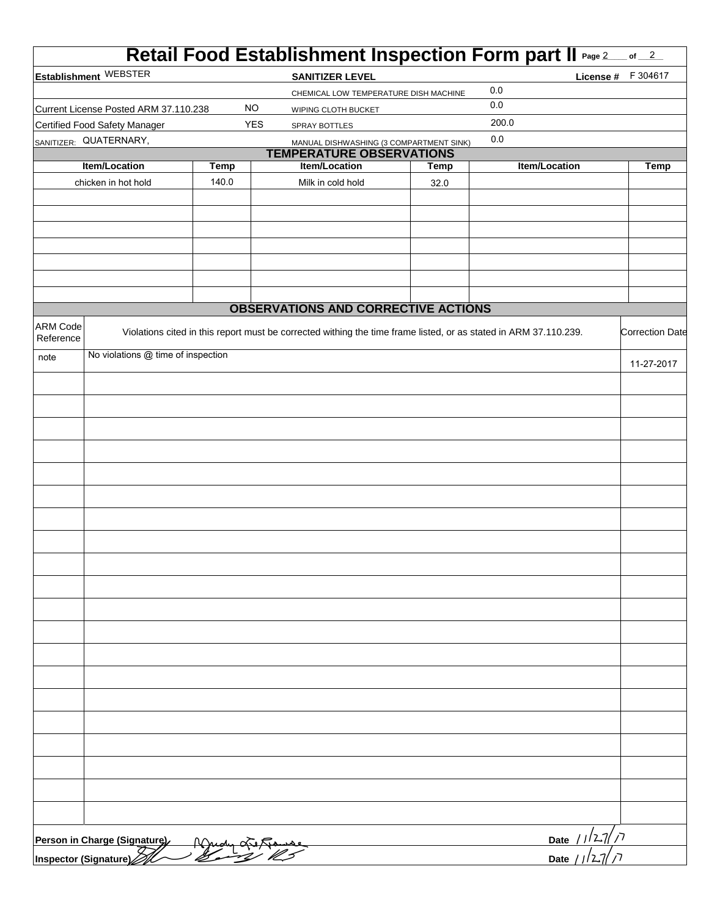# Retail Food Establishment Inspection Form part II

| | | | |
|---|---|---|---|
| Establishment WEBSTER | | **SANITIZER LEVEL** | **License #** F 304617 |
| | | CHEMICAL LOW TEMPERATURE DISH MACHINE | 0.0 |
| Current License Posted ARM 37.110.238 | NO | WIPING CLOTH BUCKET | 0.0 |
| Certified Food Safety Manager | YES | SPRAY BOTTLES | 200.0 |
| SANITIZER: QUATERNARY, | | MANUAL DISHWASHING (3 COMPARTMENT SINK) | 0.0 |

## TEMPERATURE OBSERVATIONS

| Item/Location | Temp | Item/Location | Temp | Item/Location | Temp |
|---|---|---|---|---|---|
| chicken in hot hold | 140.0 | Milk in cold hold | 32.0 | | |

## OBSERVATIONS AND CORRECTIVE ACTIONS

| ARM Code Reference | Violations cited in this report must be corrected withing the time frame listed, or as stated in ARM 37.110.239. | Correction Date |
|---|---|---|
| note | No violations @ time of inspection | 11-27-2017 |

**Person in Charge (Signature)** [signature] Date 11/27/17

**Inspector (Signature)** [signature] Date 11/27/17